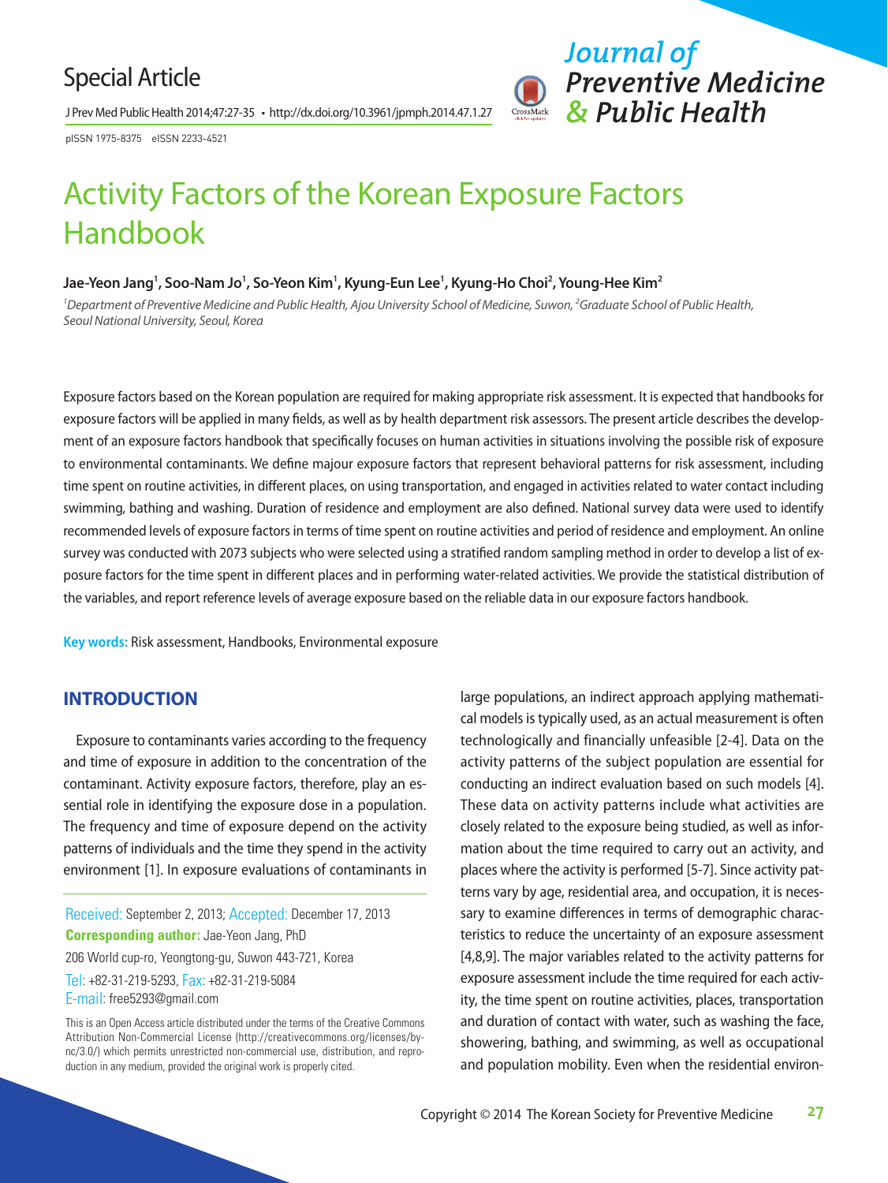Special Article

pISSN 1975-8375 eISSN 2233-4521

# Activity Factors of the Korean Exposure Factors Handbook

**Jae-Yeon Jang[1], Soo-Nam Jo[1], So-Yeon Kim[1], Kyung-Eun Lee[1], Kyung-Ho Choi[2], Young-Hee Kim[2]**

*[1]Department of Preventive Medicine and Public Health, Ajou University School of Medicine, Suwon, [2]Graduate School of Public Health, Seoul National University, Seoul, Korea*

Exposure factors based on the Korean population are required for making appropriate risk assessment. It is expected that handbooks for exposure factors will be applied in many fields, as well as by health department risk assessors. The present article describes the development of an exposure factors handbook that specifically focuses on human activities in situations involving the possible risk of exposure to environmental contaminants. We define majour exposure factors that represent behavioral patterns for risk assessment, including time spent on routine activities, in different places, on using transportation, and engaged in activities related to water contact including swimming, bathing and washing. Duration of residence and employment are also defined. National survey data were used to identify recommended levels of exposure factors in terms of time spent on routine activities and period of residence and employment. An online survey was conducted with 2073 subjects who were selected using a stratified random sampling method in order to develop a list of exposure factors for the time spent in different places and in performing water-related activities. We provide the statistical distribution of the variables, and report reference levels of average exposure based on the reliable data in our exposure factors handbook.

**Key words:** Risk assessment, Handbooks, Environmental exposure

## INTRODUCTION

Exposure to contaminants varies according to the frequency and time of exposure in addition to the concentration of the contaminant. Activity exposure factors, therefore, play an essential role in identifying the exposure dose in a population. The frequency and time of exposure depend on the activity patterns of individuals and the time they spend in the activity environment [1]. In exposure evaluations of contaminants in large populations, an indirect approach applying mathematical models is typically used, as an actual measurement is often technologically and financially unfeasible [2-4]. Data on the activity patterns of the subject population are essential for conducting an indirect evaluation based on such models [4]. These data on activity patterns include what activities are closely related to the exposure being studied, as well as information about the time required to carry out an activity, and places where the activity is performed [5-7]. Since activity patterns vary by age, residential area, and occupation, it is necessary to examine differences in terms of demographic characteristics to reduce the uncertainty of an exposure assessment [4,8,9]. The major variables related to the activity patterns for exposure assessment include the time required for each activity, the time spent on routine activities, places, transportation and duration of contact with water, such as washing the face, showering, bathing, and swimming, as well as occupational and population mobility. Even when the residential environ-

Received: September 2, 2013; Accepted: December 17, 2013
**Corresponding author:** Jae-Yeon Jang, PhD
206 World cup-ro, Yeongtong-gu, Suwon 443-721, Korea
Tel: +82-31-219-5293, Fax: +82-31-219-5084
E-mail: free5293@gmail.com

This is an Open Access article distributed under the terms of the Creative Commons Attribution Non-Commercial License (http://creativecommons.org/licenses/by-nc/3.0/) which permits unrestricted non-commercial use, distribution, and reproduction in any medium, provided the original work is properly cited.

Copyright © 2014 The Korean Society for Preventive Medicine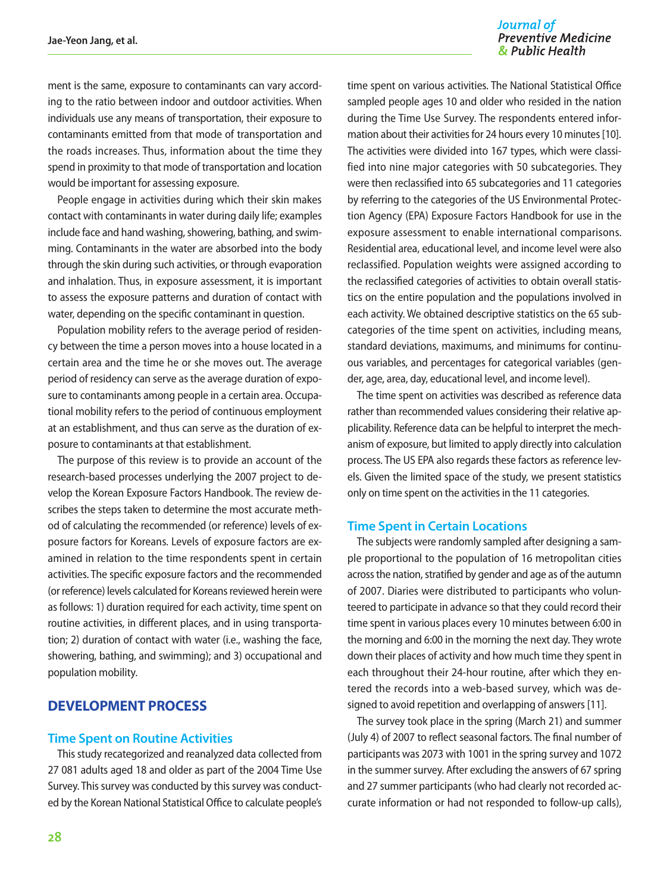ment is the same, exposure to contaminants can vary according to the ratio between indoor and outdoor activities. When individuals use any means of transportation, their exposure to contaminants emitted from that mode of transportation and the roads increases. Thus, information about the time they spend in proximity to that mode of transportation and location would be important for assessing exposure.

People engage in activities during which their skin makes contact with contaminants in water during daily life; examples include face and hand washing, showering, bathing, and swimming. Contaminants in the water are absorbed into the body through the skin during such activities, or through evaporation and inhalation. Thus, in exposure assessment, it is important to assess the exposure patterns and duration of contact with water, depending on the specific contaminant in question.

Population mobility refers to the average period of residency between the time a person moves into a house located in a certain area and the time he or she moves out. The average period of residency can serve as the average duration of exposure to contaminants among people in a certain area. Occupational mobility refers to the period of continuous employment at an establishment, and thus can serve as the duration of exposure to contaminants at that establishment.

The purpose of this review is to provide an account of the research-based processes underlying the 2007 project to develop the Korean Exposure Factors Handbook. The review describes the steps taken to determine the most accurate method of calculating the recommended (or reference) levels of exposure factors for Koreans. Levels of exposure factors are examined in relation to the time respondents spent in certain activities. The specific exposure factors and the recommended (or reference) levels calculated for Koreans reviewed herein were as follows: 1) duration required for each activity, time spent on routine activities, in different places, and in using transportation; 2) duration of contact with water (i.e., washing the face, showering, bathing, and swimming); and 3) occupational and population mobility.

## DEVELOPMENT PROCESS

### Time Spent on Routine Activities

This study recategorized and reanalyzed data collected from 27 081 adults aged 18 and older as part of the 2004 Time Use Survey. This survey was conducted by this survey was conducted by the Korean National Statistical Office to calculate people's time spent on various activities. The National Statistical Office sampled people ages 10 and older who resided in the nation during the Time Use Survey. The respondents entered information about their activities for 24 hours every 10 minutes [10]. The activities were divided into 167 types, which were classified into nine major categories with 50 subcategories. They were then reclassified into 65 subcategories and 11 categories by referring to the categories of the US Environmental Protection Agency (EPA) Exposure Factors Handbook for use in the exposure assessment to enable international comparisons. Residential area, educational level, and income level were also reclassified. Population weights were assigned according to the reclassified categories of activities to obtain overall statistics on the entire population and the populations involved in each activity. We obtained descriptive statistics on the 65 subcategories of the time spent on activities, including means, standard deviations, maximums, and minimums for continuous variables, and percentages for categorical variables (gender, age, area, day, educational level, and income level).

The time spent on activities was described as reference data rather than recommended values considering their relative applicability. Reference data can be helpful to interpret the mechanism of exposure, but limited to apply directly into calculation process. The US EPA also regards these factors as reference levels. Given the limited space of the study, we present statistics only on time spent on the activities in the 11 categories.

### Time Spent in Certain Locations

The subjects were randomly sampled after designing a sample proportional to the population of 16 metropolitan cities across the nation, stratified by gender and age as of the autumn of 2007. Diaries were distributed to participants who volunteered to participate in advance so that they could record their time spent in various places every 10 minutes between 6:00 in the morning and 6:00 in the morning the next day. They wrote down their places of activity and how much time they spent in each throughout their 24-hour routine, after which they entered the records into a web-based survey, which was designed to avoid repetition and overlapping of answers [11].

The survey took place in the spring (March 21) and summer (July 4) of 2007 to reflect seasonal factors. The final number of participants was 2073 with 1001 in the spring survey and 1072 in the summer survey. After excluding the answers of 67 spring and 27 summer participants (who had clearly not recorded accurate information or had not responded to follow-up calls),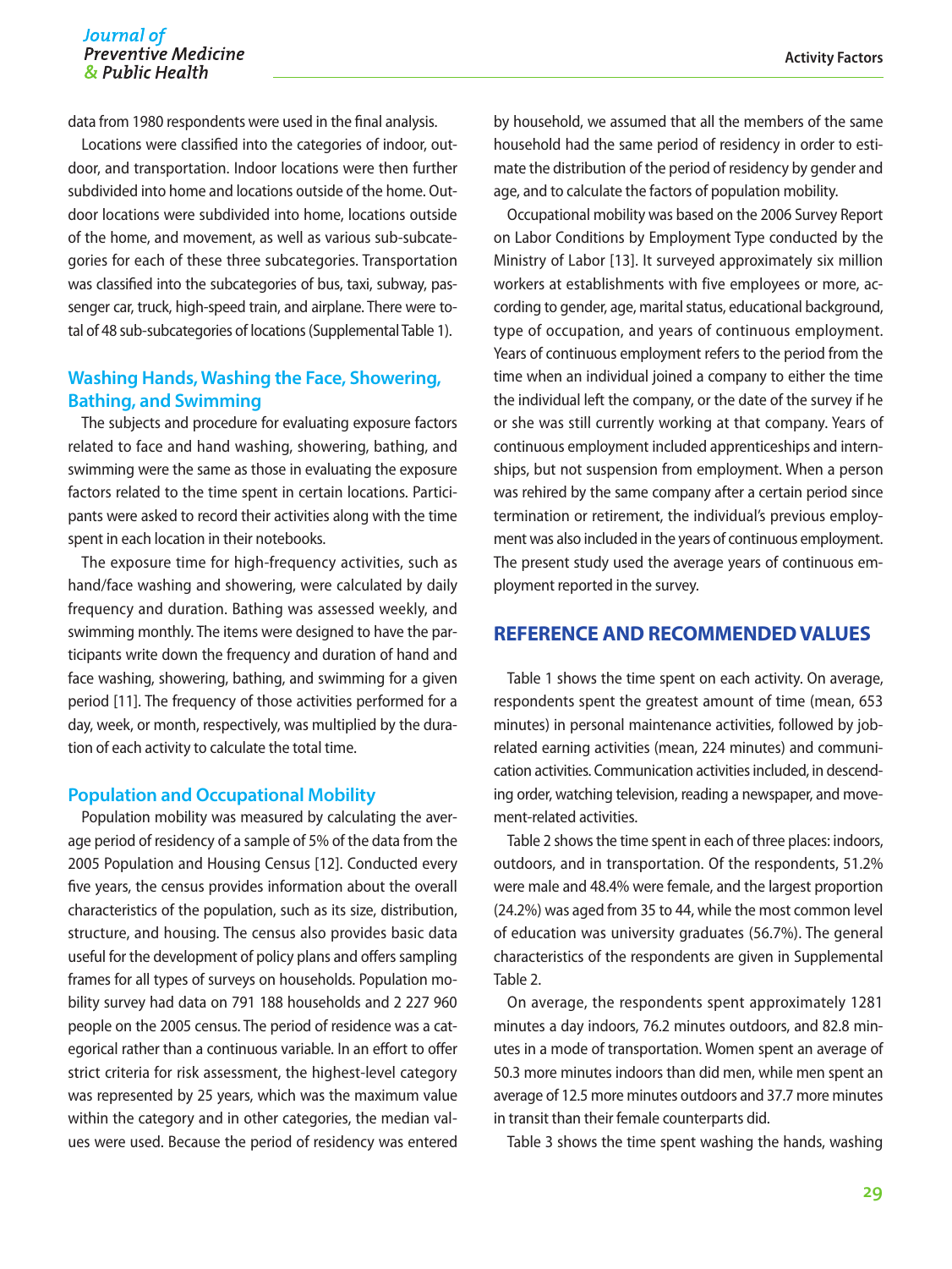data from 1980 respondents were used in the final analysis.

Locations were classified into the categories of indoor, outdoor, and transportation. Indoor locations were then further subdivided into home and locations outside of the home. Outdoor locations were subdivided into home, locations outside of the home, and movement, as well as various sub-subcategories for each of these three subcategories. Transportation was classified into the subcategories of bus, taxi, subway, passenger car, truck, high-speed train, and airplane. There were total of 48 sub-subcategories of locations (Supplemental Table 1).

### Washing Hands, Washing the Face, Showering, Bathing, and Swimming

The subjects and procedure for evaluating exposure factors related to face and hand washing, showering, bathing, and swimming were the same as those in evaluating the exposure factors related to the time spent in certain locations. Participants were asked to record their activities along with the time spent in each location in their notebooks.

The exposure time for high-frequency activities, such as hand/face washing and showering, were calculated by daily frequency and duration. Bathing was assessed weekly, and swimming monthly. The items were designed to have the participants write down the frequency and duration of hand and face washing, showering, bathing, and swimming for a given period [11]. The frequency of those activities performed for a day, week, or month, respectively, was multiplied by the duration of each activity to calculate the total time.

### Population and Occupational Mobility

Population mobility was measured by calculating the average period of residency of a sample of 5% of the data from the 2005 Population and Housing Census [12]. Conducted every five years, the census provides information about the overall characteristics of the population, such as its size, distribution, structure, and housing. The census also provides basic data useful for the development of policy plans and offers sampling frames for all types of surveys on households. Population mobility survey had data on 791 188 households and 2 227 960 people on the 2005 census. The period of residence was a categorical rather than a continuous variable. In an effort to offer strict criteria for risk assessment, the highest-level category was represented by 25 years, which was the maximum value within the category and in other categories, the median values were used. Because the period of residency was entered by household, we assumed that all the members of the same household had the same period of residency in order to estimate the distribution of the period of residency by gender and age, and to calculate the factors of population mobility.

Occupational mobility was based on the 2006 Survey Report on Labor Conditions by Employment Type conducted by the Ministry of Labor [13]. It surveyed approximately six million workers at establishments with five employees or more, according to gender, age, marital status, educational background, type of occupation, and years of continuous employment. Years of continuous employment refers to the period from the time when an individual joined a company to either the time the individual left the company, or the date of the survey if he or she was still currently working at that company. Years of continuous employment included apprenticeships and internships, but not suspension from employment. When a person was rehired by the same company after a certain period since termination or retirement, the individual's previous employment was also included in the years of continuous employment. The present study used the average years of continuous employment reported in the survey.

## REFERENCE AND RECOMMENDED VALUES

Table 1 shows the time spent on each activity. On average, respondents spent the greatest amount of time (mean, 653 minutes) in personal maintenance activities, followed by job-related earning activities (mean, 224 minutes) and communication activities. Communication activities included, in descending order, watching television, reading a newspaper, and movement-related activities.

Table 2 shows the time spent in each of three places: indoors, outdoors, and in transportation. Of the respondents, 51.2% were male and 48.4% were female, and the largest proportion (24.2%) was aged from 35 to 44, while the most common level of education was university graduates (56.7%). The general characteristics of the respondents are given in Supplemental Table 2.

On average, the respondents spent approximately 1281 minutes a day indoors, 76.2 minutes outdoors, and 82.8 minutes in a mode of transportation. Women spent an average of 50.3 more minutes indoors than did men, while men spent an average of 12.5 more minutes outdoors and 37.7 more minutes in transit than their female counterparts did.

Table 3 shows the time spent washing the hands, washing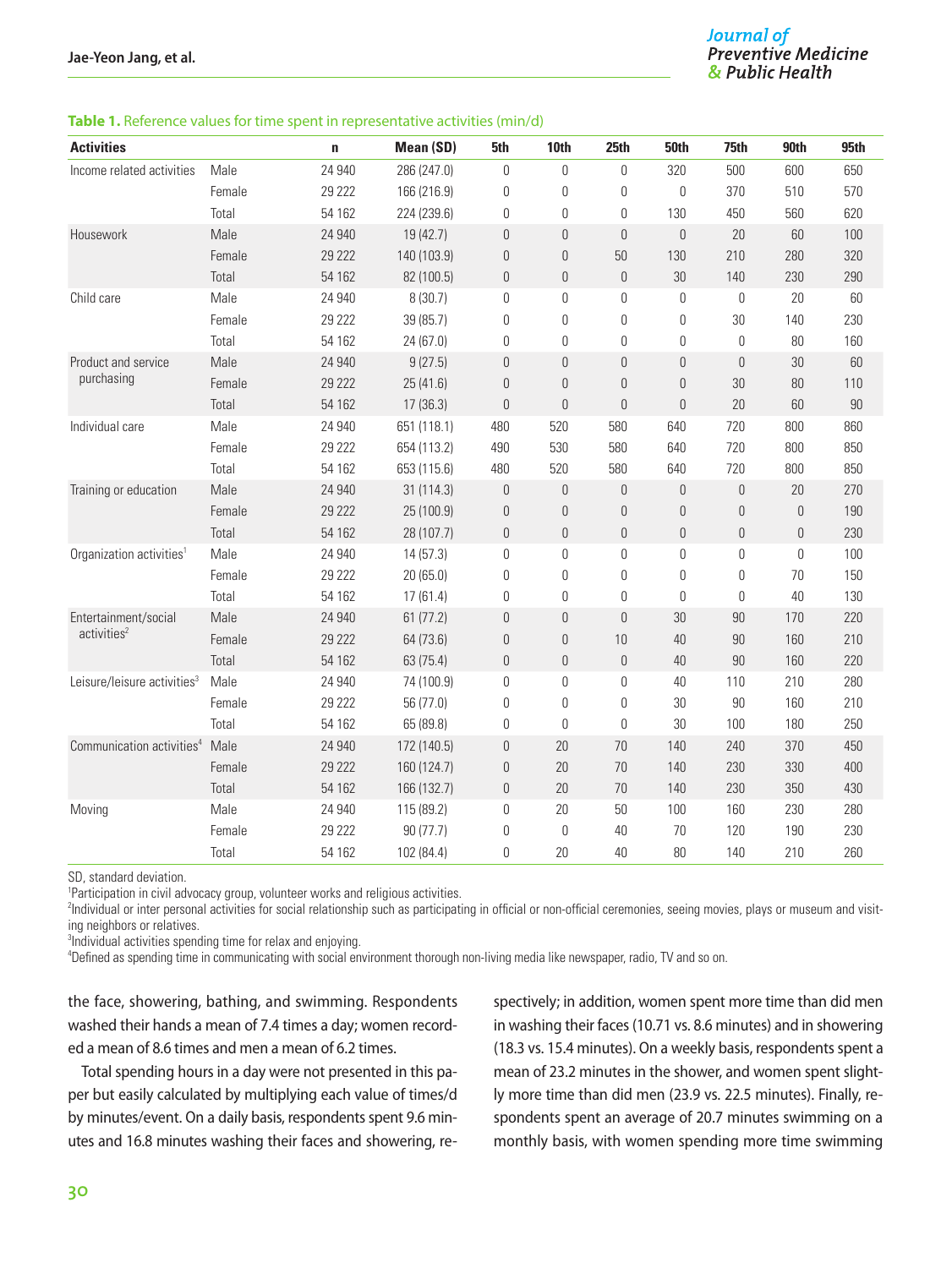**Table 1.** Reference values for time spent in representative activities (min/d)

| Activities | | n | Mean (SD) | 5th | 10th | 25th | 50th | 75th | 90th | 95th |
|---|---|---|---|---|---|---|---|---|---|---|
| Income related activities | Male | 24 940 | 286 (247.0) | 0 | 0 | 0 | 320 | 500 | 600 | 650 |
| | Female | 29 222 | 166 (216.9) | 0 | 0 | 0 | 0 | 370 | 510 | 570 |
| | Total | 54 162 | 224 (239.6) | 0 | 0 | 0 | 130 | 450 | 560 | 620 |
| Housework | Male | 24 940 | 19 (42.7) | 0 | 0 | 0 | 0 | 20 | 60 | 100 |
| | Female | 29 222 | 140 (103.9) | 0 | 0 | 50 | 130 | 210 | 280 | 320 |
| | Total | 54 162 | 82 (100.5) | 0 | 0 | 0 | 30 | 140 | 230 | 290 |
| Child care | Male | 24 940 | 8 (30.7) | 0 | 0 | 0 | 0 | 0 | 20 | 60 |
| | Female | 29 222 | 39 (85.7) | 0 | 0 | 0 | 0 | 30 | 140 | 230 |
| | Total | 54 162 | 24 (67.0) | 0 | 0 | 0 | 0 | 0 | 80 | 160 |
| Product and service purchasing | Male | 24 940 | 9 (27.5) | 0 | 0 | 0 | 0 | 0 | 30 | 60 |
| | Female | 29 222 | 25 (41.6) | 0 | 0 | 0 | 0 | 30 | 80 | 110 |
| | Total | 54 162 | 17 (36.3) | 0 | 0 | 0 | 0 | 20 | 60 | 90 |
| Individual care | Male | 24 940 | 651 (118.1) | 480 | 520 | 580 | 640 | 720 | 800 | 860 |
| | Female | 29 222 | 654 (113.2) | 490 | 530 | 580 | 640 | 720 | 800 | 850 |
| | Total | 54 162 | 653 (115.6) | 480 | 520 | 580 | 640 | 720 | 800 | 850 |
| Training or education | Male | 24 940 | 31 (114.3) | 0 | 0 | 0 | 0 | 0 | 20 | 270 |
| | Female | 29 222 | 25 (100.9) | 0 | 0 | 0 | 0 | 0 | 0 | 190 |
| | Total | 54 162 | 28 (107.7) | 0 | 0 | 0 | 0 | 0 | 0 | 230 |
| Organization activities[1] | Male | 24 940 | 14 (57.3) | 0 | 0 | 0 | 0 | 0 | 0 | 100 |
| | Female | 29 222 | 20 (65.0) | 0 | 0 | 0 | 0 | 0 | 70 | 150 |
| | Total | 54 162 | 17 (61.4) | 0 | 0 | 0 | 0 | 0 | 40 | 130 |
| Entertainment/social activities[2] | Male | 24 940 | 61 (77.2) | 0 | 0 | 0 | 30 | 90 | 170 | 220 |
| | Female | 29 222 | 64 (73.6) | 0 | 0 | 10 | 40 | 90 | 160 | 210 |
| | Total | 54 162 | 63 (75.4) | 0 | 0 | 0 | 40 | 90 | 160 | 220 |
| Leisure/leisure activities[3] | Male | 24 940 | 74 (100.9) | 0 | 0 | 0 | 40 | 110 | 210 | 280 |
| | Female | 29 222 | 56 (77.0) | 0 | 0 | 0 | 30 | 90 | 160 | 210 |
| | Total | 54 162 | 65 (89.8) | 0 | 0 | 0 | 30 | 100 | 180 | 250 |
| Communication activities[4] | Male | 24 940 | 172 (140.5) | 0 | 20 | 70 | 140 | 240 | 370 | 450 |
| | Female | 29 222 | 160 (124.7) | 0 | 20 | 70 | 140 | 230 | 330 | 400 |
| | Total | 54 162 | 166 (132.7) | 0 | 20 | 70 | 140 | 230 | 350 | 430 |
| Moving | Male | 24 940 | 115 (89.2) | 0 | 20 | 50 | 100 | 160 | 230 | 280 |
| | Female | 29 222 | 90 (77.7) | 0 | 0 | 40 | 70 | 120 | 190 | 230 |
| | Total | 54 162 | 102 (84.4) | 0 | 20 | 40 | 80 | 140 | 210 | 260 |

SD, standard deviation.
[1]Participation in civil advocacy group, volunteer works and religious activities.
[2]Individual or inter personal activities for social relationship such as participating in official or non-official ceremonies, seeing movies, plays or museum and visiting neighbors or relatives.
[3]Individual activities spending time for relax and enjoying.
[4]Defined as spending time in communicating with social environment thorough non-living media like newspaper, radio, TV and so on.

the face, showering, bathing, and swimming. Respondents washed their hands a mean of 7.4 times a day; women recorded a mean of 8.6 times and men a mean of 6.2 times.

Total spending hours in a day were not presented in this paper but easily calculated by multiplying each value of times/d by minutes/event. On a daily basis, respondents spent 9.6 minutes and 16.8 minutes washing their faces and showering, respectively; in addition, women spent more time than did men in washing their faces (10.71 vs. 8.6 minutes) and in showering (18.3 vs. 15.4 minutes). On a weekly basis, respondents spent a mean of 23.2 minutes in the shower, and women spent slightly more time than did men (23.9 vs. 22.5 minutes). Finally, respondents spent an average of 20.7 minutes swimming on a monthly basis, with women spending more time swimming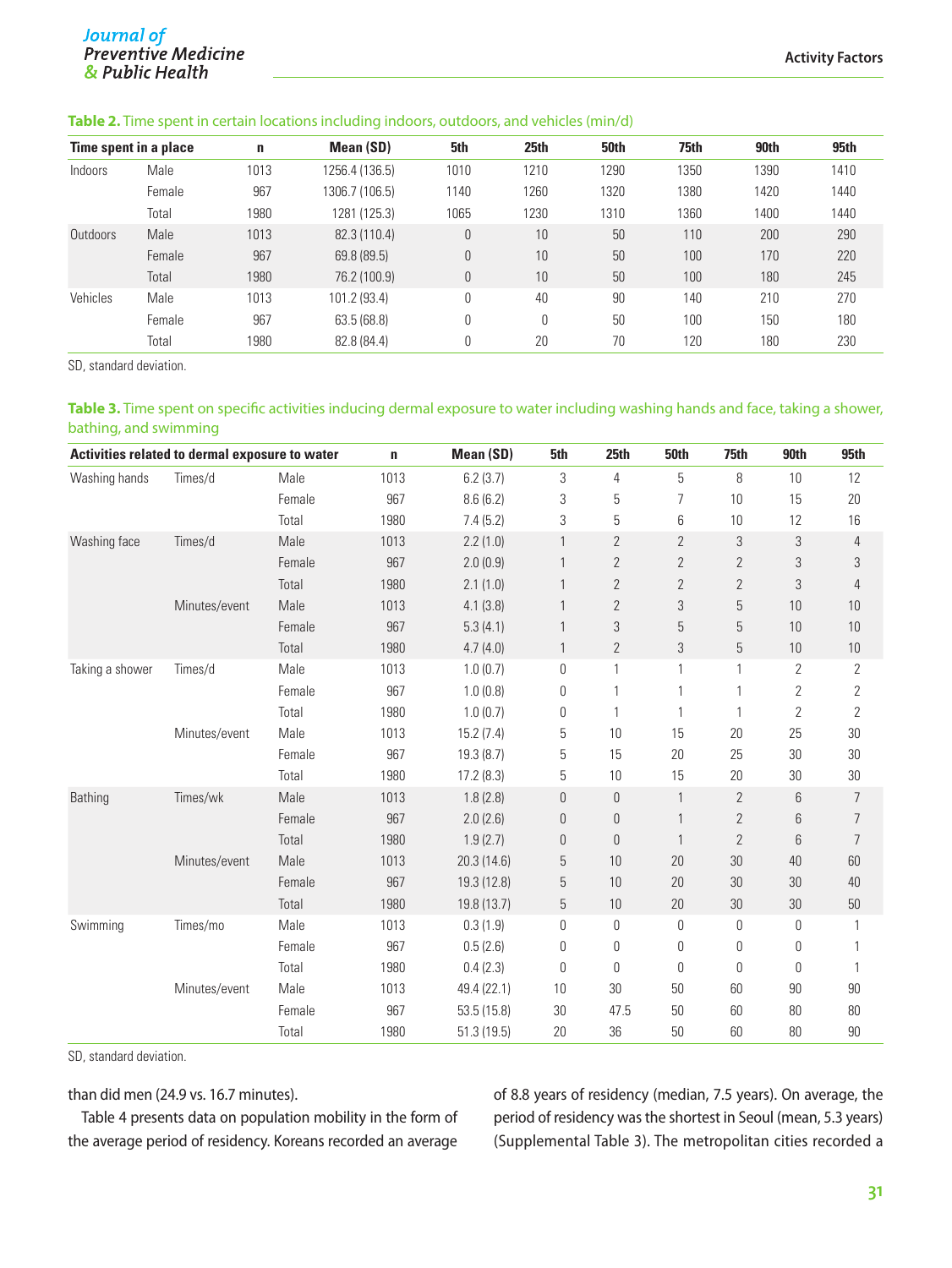**Table 2.** Time spent in certain locations including indoors, outdoors, and vehicles (min/d)

| Time spent in a place | | n | Mean (SD) | 5th | 25th | 50th | 75th | 90th | 95th |
|---|---|---|---|---|---|---|---|---|---|
| Indoors | Male | 1013 | 1256.4 (136.5) | 1010 | 1210 | 1290 | 1350 | 1390 | 1410 |
| | Female | 967 | 1306.7 (106.5) | 1140 | 1260 | 1320 | 1380 | 1420 | 1440 |
| | Total | 1980 | 1281 (125.3) | 1065 | 1230 | 1310 | 1360 | 1400 | 1440 |
| Outdoors | Male | 1013 | 82.3 (110.4) | 0 | 10 | 50 | 110 | 200 | 290 |
| | Female | 967 | 69.8 (89.5) | 0 | 10 | 50 | 100 | 170 | 220 |
| | Total | 1980 | 76.2 (100.9) | 0 | 10 | 50 | 100 | 180 | 245 |
| Vehicles | Male | 1013 | 101.2 (93.4) | 0 | 40 | 90 | 140 | 210 | 270 |
| | Female | 967 | 63.5 (68.8) | 0 | 0 | 50 | 100 | 150 | 180 |
| | Total | 1980 | 82.8 (84.4) | 0 | 20 | 70 | 120 | 180 | 230 |

SD, standard deviation.

**Table 3.** Time spent on specific activities inducing dermal exposure to water including washing hands and face, taking a shower, bathing, and swimming

| Activities related to dermal exposure to water | | | n | Mean (SD) | 5th | 25th | 50th | 75th | 90th | 95th |
|---|---|---|---|---|---|---|---|---|---|---|
| Washing hands | Times/d | Male | 1013 | 6.2 (3.7) | 3 | 4 | 5 | 8 | 10 | 12 |
| | | Female | 967 | 8.6 (6.2) | 3 | 5 | 7 | 10 | 15 | 20 |
| | | Total | 1980 | 7.4 (5.2) | 3 | 5 | 6 | 10 | 12 | 16 |
| Washing face | Times/d | Male | 1013 | 2.2 (1.0) | 1 | 2 | 2 | 3 | 3 | 4 |
| | | Female | 967 | 2.0 (0.9) | 1 | 2 | 2 | 2 | 3 | 3 |
| | | Total | 1980 | 2.1 (1.0) | 1 | 2 | 2 | 2 | 3 | 4 |
| | Minutes/event | Male | 1013 | 4.1 (3.8) | 1 | 2 | 3 | 5 | 10 | 10 |
| | | Female | 967 | 5.3 (4.1) | 1 | 3 | 5 | 5 | 10 | 10 |
| | | Total | 1980 | 4.7 (4.0) | 1 | 2 | 3 | 5 | 10 | 10 |
| Taking a shower | Times/d | Male | 1013 | 1.0 (0.7) | 0 | 1 | 1 | 1 | 2 | 2 |
| | | Female | 967 | 1.0 (0.8) | 0 | 1 | 1 | 1 | 2 | 2 |
| | | Total | 1980 | 1.0 (0.7) | 0 | 1 | 1 | 1 | 2 | 2 |
| | Minutes/event | Male | 1013 | 15.2 (7.4) | 5 | 10 | 15 | 20 | 25 | 30 |
| | | Female | 967 | 19.3 (8.7) | 5 | 15 | 20 | 25 | 30 | 30 |
| | | Total | 1980 | 17.2 (8.3) | 5 | 10 | 15 | 20 | 30 | 30 |
| Bathing | Times/wk | Male | 1013 | 1.8 (2.8) | 0 | 0 | 1 | 2 | 6 | 7 |
| | | Female | 967 | 2.0 (2.6) | 0 | 0 | 1 | 2 | 6 | 7 |
| | | Total | 1980 | 1.9 (2.7) | 0 | 0 | 1 | 2 | 6 | 7 |
| | Minutes/event | Male | 1013 | 20.3 (14.6) | 5 | 10 | 20 | 30 | 40 | 60 |
| | | Female | 967 | 19.3 (12.8) | 5 | 10 | 20 | 30 | 30 | 40 |
| | | Total | 1980 | 19.8 (13.7) | 5 | 10 | 20 | 30 | 30 | 50 |
| Swimming | Times/mo | Male | 1013 | 0.3 (1.9) | 0 | 0 | 0 | 0 | 0 | 1 |
| | | Female | 967 | 0.5 (2.6) | 0 | 0 | 0 | 0 | 0 | 1 |
| | | Total | 1980 | 0.4 (2.3) | 0 | 0 | 0 | 0 | 0 | 1 |
| | Minutes/event | Male | 1013 | 49.4 (22.1) | 10 | 30 | 50 | 60 | 90 | 90 |
| | | Female | 967 | 53.5 (15.8) | 30 | 47.5 | 50 | 60 | 80 | 80 |
| | | Total | 1980 | 51.3 (19.5) | 20 | 36 | 50 | 60 | 80 | 90 |

SD, standard deviation.

than did men (24.9 vs. 16.7 minutes).

Table 4 presents data on population mobility in the form of the average period of residency. Koreans recorded an average of 8.8 years of residency (median, 7.5 years). On average, the period of residency was the shortest in Seoul (mean, 5.3 years) (Supplemental Table 3). The metropolitan cities recorded a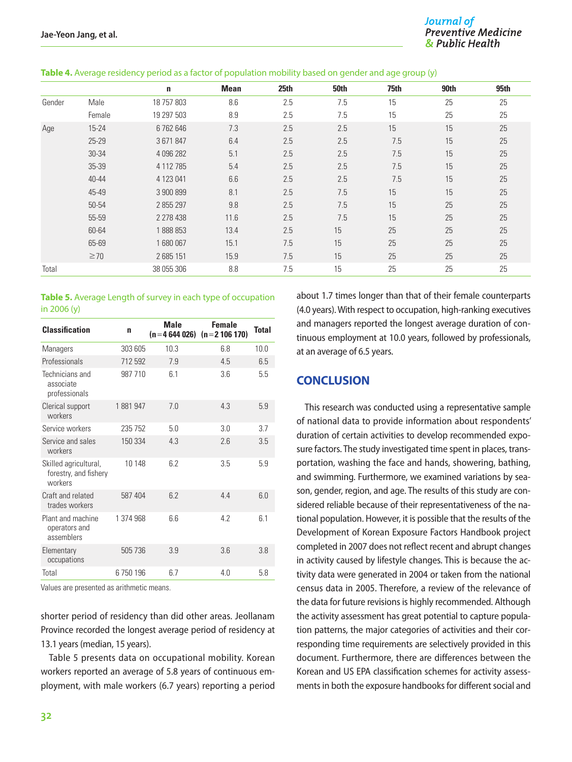**Table 4.** Average residency period as a factor of population mobility based on gender and age group (y)

| | | n | Mean | 25th | 50th | 75th | 90th | 95th |
|---|---|---|---|---|---|---|---|---|
| Gender | Male | 18 757 803 | 8.6 | 2.5 | 7.5 | 15 | 25 | 25 |
| | Female | 19 297 503 | 8.9 | 2.5 | 7.5 | 15 | 25 | 25 |
| Age | 15-24 | 6 762 646 | 7.3 | 2.5 | 2.5 | 15 | 15 | 25 |
| | 25-29 | 3 671 847 | 6.4 | 2.5 | 2.5 | 7.5 | 15 | 25 |
| | 30-34 | 4 096 282 | 5.1 | 2.5 | 2.5 | 7.5 | 15 | 25 |
| | 35-39 | 4 112 785 | 5.4 | 2.5 | 2.5 | 7.5 | 15 | 25 |
| | 40-44 | 4 123 041 | 6.6 | 2.5 | 2.5 | 7.5 | 15 | 25 |
| | 45-49 | 3 900 899 | 8.1 | 2.5 | 7.5 | 15 | 15 | 25 |
| | 50-54 | 2 855 297 | 9.8 | 2.5 | 7.5 | 15 | 25 | 25 |
| | 55-59 | 2 278 438 | 11.6 | 2.5 | 7.5 | 15 | 25 | 25 |
| | 60-64 | 1 888 853 | 13.4 | 2.5 | 15 | 25 | 25 | 25 |
| | 65-69 | 1 680 067 | 15.1 | 7.5 | 15 | 25 | 25 | 25 |
| | ≥70 | 2 685 151 | 15.9 | 7.5 | 15 | 25 | 25 | 25 |
| Total | | 38 055 306 | 8.8 | 7.5 | 15 | 25 | 25 | 25 |

**Table 5.** Average Length of survey in each type of occupation in 2006 (y)

| Classification | n | Male (n=4 644 026) | Female (n=2 106 170) | Total |
|---|---|---|---|---|
| Managers | 303 605 | 10.3 | 6.8 | 10.0 |
| Professionals | 712 592 | 7.9 | 4.5 | 6.5 |
| Technicians and associate professionals | 987 710 | 6.1 | 3.6 | 5.5 |
| Clerical support workers | 1 881 947 | 7.0 | 4.3 | 5.9 |
| Service workers | 235 752 | 5.0 | 3.0 | 3.7 |
| Service and sales workers | 150 334 | 4.3 | 2.6 | 3.5 |
| Skilled agricultural, forestry, and fishery workers | 10 148 | 6.2 | 3.5 | 5.9 |
| Craft and related trades workers | 587 404 | 6.2 | 4.4 | 6.0 |
| Plant and machine operators and assemblers | 1 374 968 | 6.6 | 4.2 | 6.1 |
| Elementary occupations | 505 736 | 3.9 | 3.6 | 3.8 |
| Total | 6 750 196 | 6.7 | 4.0 | 5.8 |

Values are presented as arithmetic means.

shorter period of residency than did other areas. Jeollanam Province recorded the longest average period of residency at 13.1 years (median, 15 years).

Table 5 presents data on occupational mobility. Korean workers reported an average of 5.8 years of continuous employment, with male workers (6.7 years) reporting a period about 1.7 times longer than that of their female counterparts (4.0 years). With respect to occupation, high-ranking executives and managers reported the longest average duration of continuous employment at 10.0 years, followed by professionals, at an average of 6.5 years.

## CONCLUSION

This research was conducted using a representative sample of national data to provide information about respondents' duration of certain activities to develop recommended exposure factors. The study investigated time spent in places, transportation, washing the face and hands, showering, bathing, and swimming. Furthermore, we examined variations by season, gender, region, and age. The results of this study are considered reliable because of their representativeness of the national population. However, it is possible that the results of the Development of Korean Exposure Factors Handbook project completed in 2007 does not reflect recent and abrupt changes in activity caused by lifestyle changes. This is because the activity data were generated in 2004 or taken from the national census data in 2005. Therefore, a review of the relevance of the data for future revisions is highly recommended. Although the activity assessment has great potential to capture population patterns, the major categories of activities and their corresponding time requirements are selectively provided in this document. Furthermore, there are differences between the Korean and US EPA classification schemes for activity assessments in both the exposure handbooks for different social and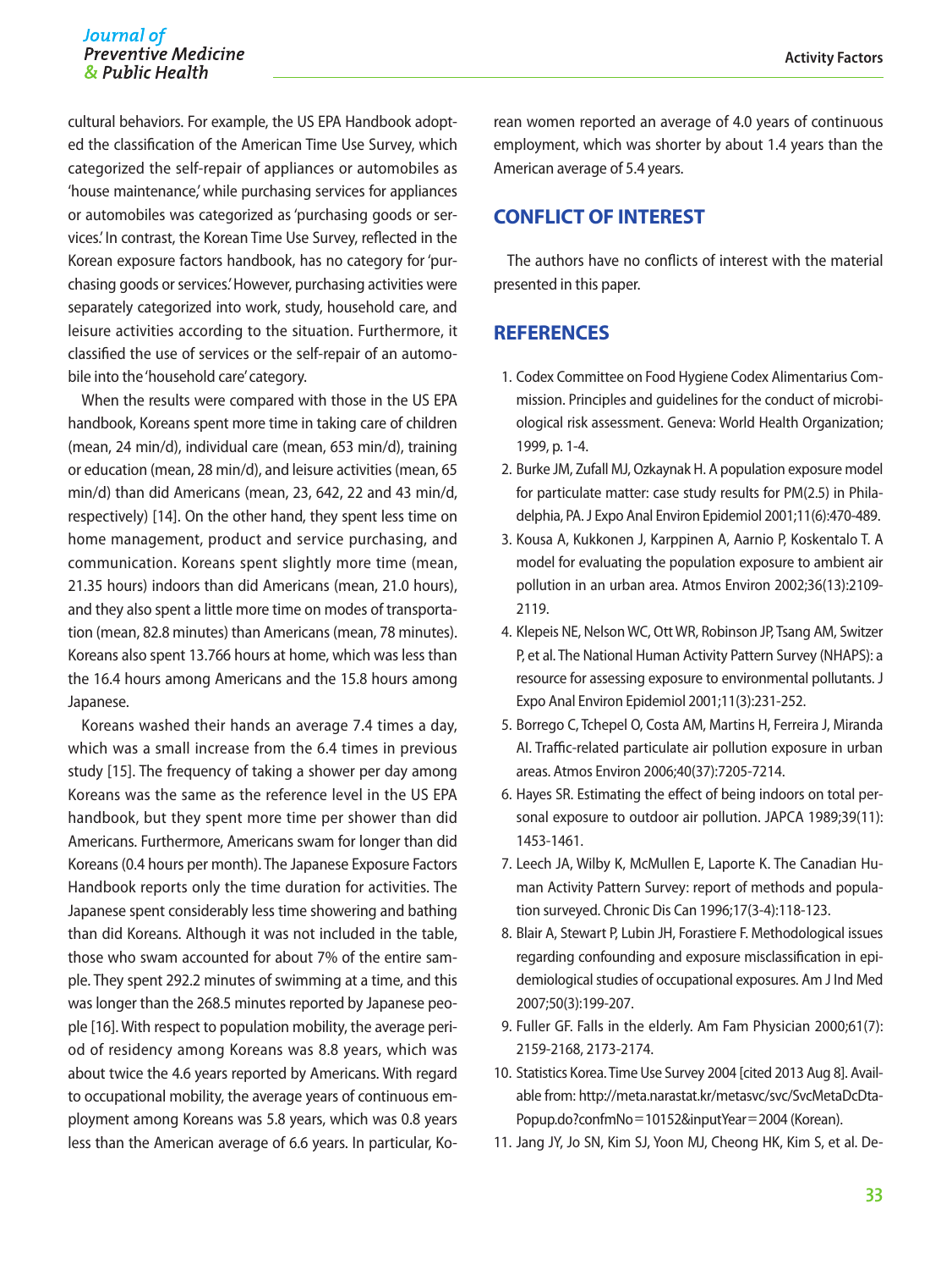cultural behaviors. For example, the US EPA Handbook adopted the classification of the American Time Use Survey, which categorized the self-repair of appliances or automobiles as 'house maintenance,' while purchasing services for appliances or automobiles was categorized as 'purchasing goods or services.' In contrast, the Korean Time Use Survey, reflected in the Korean exposure factors handbook, has no category for 'purchasing goods or services.' However, purchasing activities were separately categorized into work, study, household care, and leisure activities according to the situation. Furthermore, it classified the use of services or the self-repair of an automobile into the 'household care' category.

When the results were compared with those in the US EPA handbook, Koreans spent more time in taking care of children (mean, 24 min/d), individual care (mean, 653 min/d), training or education (mean, 28 min/d), and leisure activities (mean, 65 min/d) than did Americans (mean, 23, 642, 22 and 43 min/d, respectively) [14]. On the other hand, they spent less time on home management, product and service purchasing, and communication. Koreans spent slightly more time (mean, 21.35 hours) indoors than did Americans (mean, 21.0 hours), and they also spent a little more time on modes of transportation (mean, 82.8 minutes) than Americans (mean, 78 minutes). Koreans also spent 13.766 hours at home, which was less than the 16.4 hours among Americans and the 15.8 hours among Japanese.

Koreans washed their hands an average 7.4 times a day, which was a small increase from the 6.4 times in previous study [15]. The frequency of taking a shower per day among Koreans was the same as the reference level in the US EPA handbook, but they spent more time per shower than did Americans. Furthermore, Americans swam for longer than did Koreans (0.4 hours per month). The Japanese Exposure Factors Handbook reports only the time duration for activities. The Japanese spent considerably less time showering and bathing than did Koreans. Although it was not included in the table, those who swam accounted for about 7% of the entire sample. They spent 292.2 minutes of swimming at a time, and this was longer than the 268.5 minutes reported by Japanese people [16]. With respect to population mobility, the average period of residency among Koreans was 8.8 years, which was about twice the 4.6 years reported by Americans. With regard to occupational mobility, the average years of continuous employment among Koreans was 5.8 years, which was 0.8 years less than the American average of 6.6 years. In particular, Korean women reported an average of 4.0 years of continuous employment, which was shorter by about 1.4 years than the American average of 5.4 years.

## CONFLICT OF INTEREST

The authors have no conflicts of interest with the material presented in this paper.

## REFERENCES

1. Codex Committee on Food Hygiene Codex Alimentarius Commission. Principles and guidelines for the conduct of microbiological risk assessment. Geneva: World Health Organization; 1999, p. 1-4.
2. Burke JM, Zufall MJ, Ozkaynak H. A population exposure model for particulate matter: case study results for PM(2.5) in Philadelphia, PA. J Expo Anal Environ Epidemiol 2001;11(6):470-489.
3. Kousa A, Kukkonen J, Karppinen A, Aarnio P, Koskentalo T. A model for evaluating the population exposure to ambient air pollution in an urban area. Atmos Environ 2002;36(13):2109-2119.
4. Klepeis NE, Nelson WC, Ott WR, Robinson JP, Tsang AM, Switzer P, et al. The National Human Activity Pattern Survey (NHAPS): a resource for assessing exposure to environmental pollutants. J Expo Anal Environ Epidemiol 2001;11(3):231-252.
5. Borrego C, Tchepel O, Costa AM, Martins H, Ferreira J, Miranda AI. Traffic-related particulate air pollution exposure in urban areas. Atmos Environ 2006;40(37):7205-7214.
6. Hayes SR. Estimating the effect of being indoors on total personal exposure to outdoor air pollution. JAPCA 1989;39(11):1453-1461.
7. Leech JA, Wilby K, McMullen E, Laporte K. The Canadian Human Activity Pattern Survey: report of methods and population surveyed. Chronic Dis Can 1996;17(3-4):118-123.
8. Blair A, Stewart P, Lubin JH, Forastiere F. Methodological issues regarding confounding and exposure misclassification in epidemiological studies of occupational exposures. Am J Ind Med 2007;50(3):199-207.
9. Fuller GF. Falls in the elderly. Am Fam Physician 2000;61(7):2159-2168, 2173-2174.
10. Statistics Korea. Time Use Survey 2004 [cited 2013 Aug 8]. Available from: http://meta.narastat.kr/metasvc/svc/SvcMetaDcDtaPopup.do?confmNo=10152&inputYear=2004 (Korean).
11. Jang JY, Jo SN, Kim SJ, Yoon MJ, Cheong HK, Kim S, et al. De-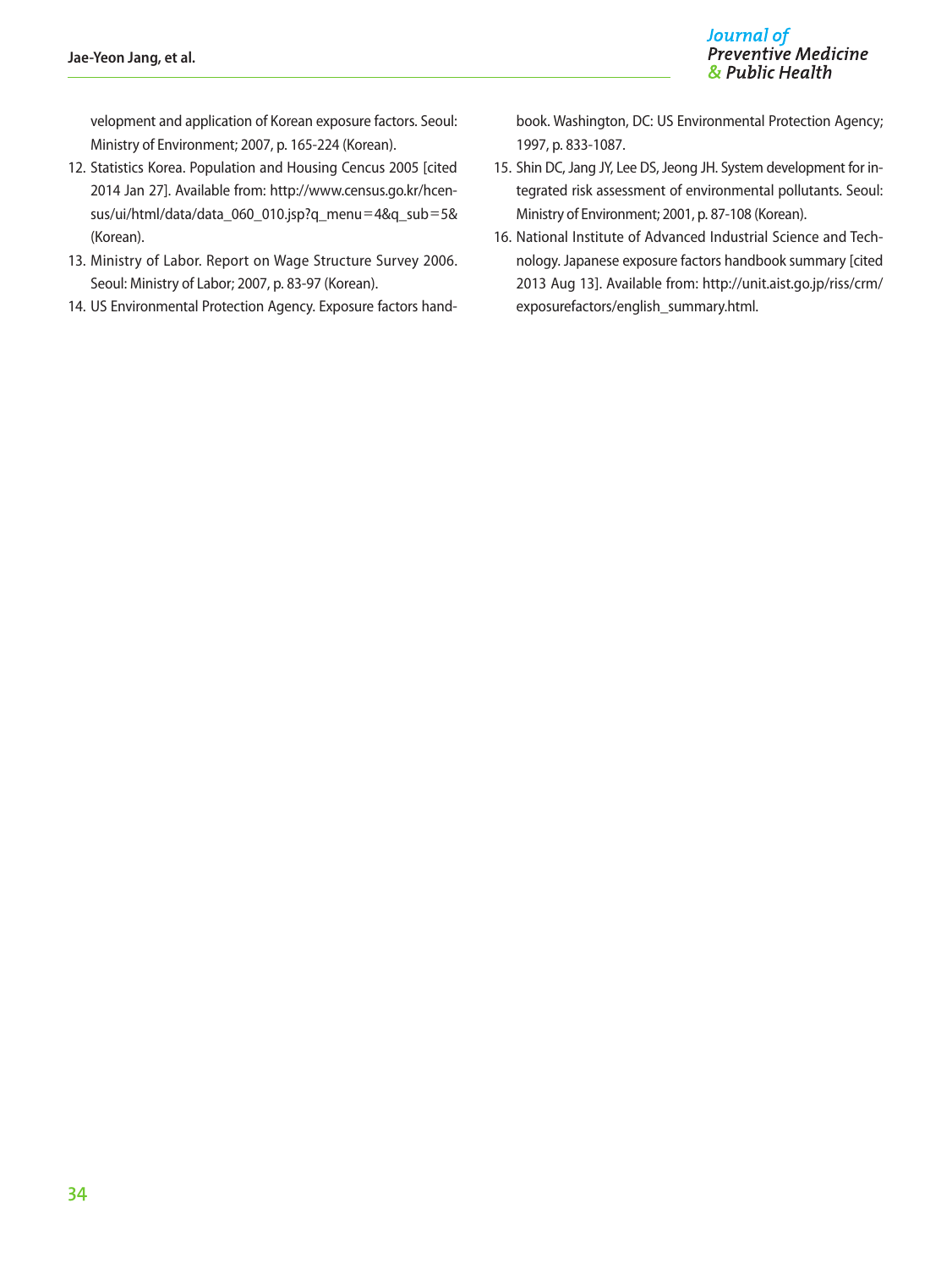velopment and application of Korean exposure factors. Seoul: Ministry of Environment; 2007, p. 165-224 (Korean).

12. Statistics Korea. Population and Housing Cencus 2005 [cited 2014 Jan 27]. Available from: http://www.census.go.kr/hcensus/ui/html/data/data_060_010.jsp?q_menu=4&q_sub=5& (Korean).
13. Ministry of Labor. Report on Wage Structure Survey 2006. Seoul: Ministry of Labor; 2007, p. 83-97 (Korean).
14. US Environmental Protection Agency. Exposure factors handbook. Washington, DC: US Environmental Protection Agency; 1997, p. 833-1087.
15. Shin DC, Jang JY, Lee DS, Jeong JH. System development for integrated risk assessment of environmental pollutants. Seoul: Ministry of Environment; 2001, p. 87-108 (Korean).
16. National Institute of Advanced Industrial Science and Technology. Japanese exposure factors handbook summary [cited 2013 Aug 13]. Available from: http://unit.aist.go.jp/riss/crm/exposurefactors/english_summary.html.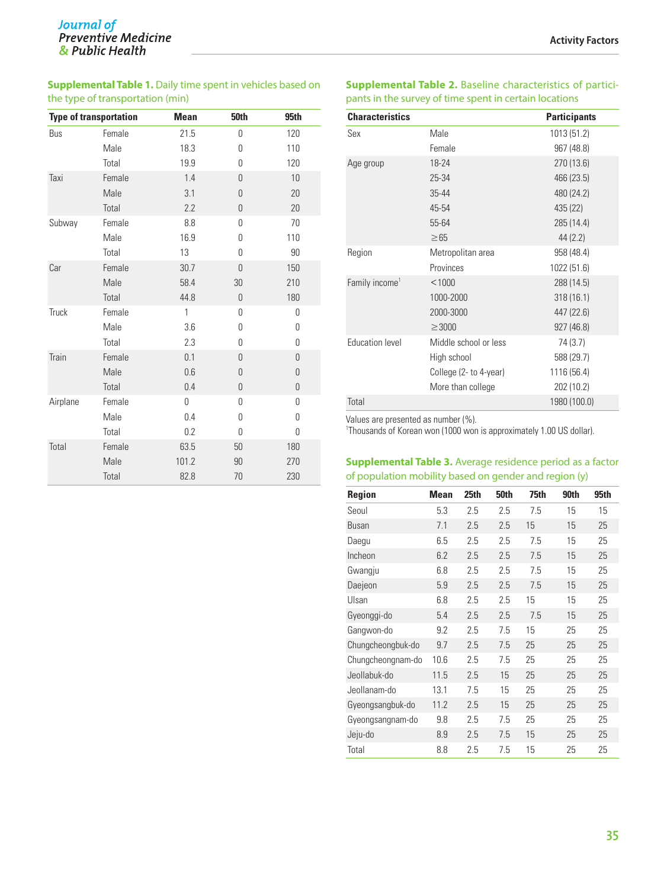**Supplemental Table 1.** Daily time spent in vehicles based on the type of transportation (min)

| Type of transportation | | Mean | 50th | 95th |
|---|---|---|---|---|
| Bus | Female | 21.5 | 0 | 120 |
| | Male | 18.3 | 0 | 110 |
| | Total | 19.9 | 0 | 120 |
| Taxi | Female | 1.4 | 0 | 10 |
| | Male | 3.1 | 0 | 20 |
| | Total | 2.2 | 0 | 20 |
| Subway | Female | 8.8 | 0 | 70 |
| | Male | 16.9 | 0 | 110 |
| | Total | 13 | 0 | 90 |
| Car | Female | 30.7 | 0 | 150 |
| | Male | 58.4 | 30 | 210 |
| | Total | 44.8 | 0 | 180 |
| Truck | Female | 1 | 0 | 0 |
| | Male | 3.6 | 0 | 0 |
| | Total | 2.3 | 0 | 0 |
| Train | Female | 0.1 | 0 | 0 |
| | Male | 0.6 | 0 | 0 |
| | Total | 0.4 | 0 | 0 |
| Airplane | Female | 0 | 0 | 0 |
| | Male | 0.4 | 0 | 0 |
| | Total | 0.2 | 0 | 0 |
| Total | Female | 63.5 | 50 | 180 |
| | Male | 101.2 | 90 | 270 |
| | Total | 82.8 | 70 | 230 |

**Supplemental Table 2.** Baseline characteristics of participants in the survey of time spent in certain locations

| Characteristics | | Participants |
|---|---|---|
| Sex | Male | 1013 (51.2) |
| | Female | 967 (48.8) |
| Age group | 18-24 | 270 (13.6) |
| | 25-34 | 466 (23.5) |
| | 35-44 | 480 (24.2) |
| | 45-54 | 435 (22) |
| | 55-64 | 285 (14.4) |
| | ≥65 | 44 (2.2) |
| Region | Metropolitan area | 958 (48.4) |
| | Provinces | 1022 (51.6) |
| Family income[1] | <1000 | 288 (14.5) |
| | 1000-2000 | 318 (16.1) |
| | 2000-3000 | 447 (22.6) |
| | ≥3000 | 927 (46.8) |
| Education level | Middle school or less | 74 (3.7) |
| | High school | 588 (29.7) |
| | College (2- to 4-year) | 1116 (56.4) |
| | More than college | 202 (10.2) |
| Total | | 1980 (100.0) |

Values are presented as number (%).
[1]Thousands of Korean won (1000 won is approximately 1.00 US dollar).

**Supplemental Table 3.** Average residence period as a factor of population mobility based on gender and region (y)

| Region | Mean | 25th | 50th | 75th | 90th | 95th |
|---|---|---|---|---|---|---|
| Seoul | 5.3 | 2.5 | 2.5 | 7.5 | 15 | 15 |
| Busan | 7.1 | 2.5 | 2.5 | 15 | 15 | 25 |
| Daegu | 6.5 | 2.5 | 2.5 | 7.5 | 15 | 25 |
| Incheon | 6.2 | 2.5 | 2.5 | 7.5 | 15 | 25 |
| Gwangju | 6.8 | 2.5 | 2.5 | 7.5 | 15 | 25 |
| Daejeon | 5.9 | 2.5 | 2.5 | 7.5 | 15 | 25 |
| Ulsan | 6.8 | 2.5 | 2.5 | 15 | 15 | 25 |
| Gyeonggi-do | 5.4 | 2.5 | 2.5 | 7.5 | 15 | 25 |
| Gangwon-do | 9.2 | 2.5 | 7.5 | 15 | 25 | 25 |
| Chungcheongbuk-do | 9.7 | 2.5 | 7.5 | 25 | 25 | 25 |
| Chungcheongnam-do | 10.6 | 2.5 | 7.5 | 25 | 25 | 25 |
| Jeollabuk-do | 11.5 | 2.5 | 15 | 25 | 25 | 25 |
| Jeollanam-do | 13.1 | 7.5 | 15 | 25 | 25 | 25 |
| Gyeongsangbuk-do | 11.2 | 2.5 | 15 | 25 | 25 | 25 |
| Gyeongsangnam-do | 9.8 | 2.5 | 7.5 | 25 | 25 | 25 |
| Jeju-do | 8.9 | 2.5 | 7.5 | 15 | 25 | 25 |
| Total | 8.8 | 2.5 | 7.5 | 15 | 25 | 25 |